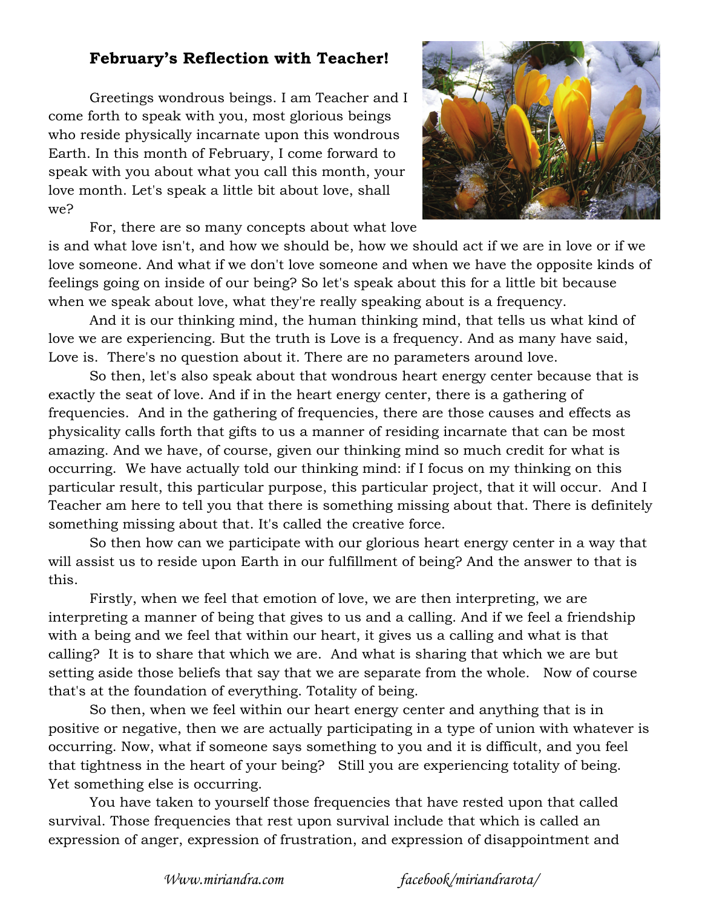## **February's Reflection with Teacher!**

Greetings wondrous beings. I am Teacher and I come forth to speak with you, most glorious beings who reside physically incarnate upon this wondrous Earth. In this month of February, I come forward to speak with you about what you call this month, your love month. Let's speak a little bit about love, shall we?

For, there are so many concepts about what love is and what love isn't, and how we should be, how we should act if we are in love or if we love someone. And what if we don't love someone and when we have the opposite kinds of feelings going on inside of our being? So let's speak about this for a little bit because when we speak about love, what they're really speaking about is a frequency.

And it is our thinking mind, the human thinking mind, that tells us what kind of love we are experiencing. But the truth is Love is a frequency. And as many have said, Love is. There's no question about it. There are no parameters around love.

So then, let's also speak about that wondrous heart energy center because that is exactly the seat of love. And if in the heart energy center, there is a gathering of frequencies. And in the gathering of frequencies, there are those causes and effects as physicality calls forth that gifts to us a manner of residing incarnate that can be most amazing. And we have, of course, given our thinking mind so much credit for what is occurring. We have actually told our thinking mind: if I focus on my thinking on this particular result, this particular purpose, this particular project, that it will occur. And I Teacher am here to tell you that there is something missing about that. There is definitely something missing about that. It's called the creative force.

So then how can we participate with our glorious heart energy center in a way that will assist us to reside upon Earth in our fulfillment of being? And the answer to that is this.

Firstly, when we feel that emotion of love, we are then interpreting, we are interpreting a manner of being that gives to us and a calling. And if we feel a friendship with a being and we feel that within our heart, it gives us a calling and what is that calling? It is to share that which we are. And what is sharing that which we are but setting aside those beliefs that say that we are separate from the whole. Now of course that's at the foundation of everything. Totality of being.

So then, when we feel within our heart energy center and anything that is in positive or negative, then we are actually participating in a type of union with whatever is occurring. Now, what if someone says something to you and it is difficult, and you feel that tightness in the heart of your being? Still you are experiencing totality of being. Yet something else is occurring.

You have taken to yourself those frequencies that have rested upon that called survival. Those frequencies that rest upon survival include that which is called an expression of anger, expression of frustration, and expression of disappointment and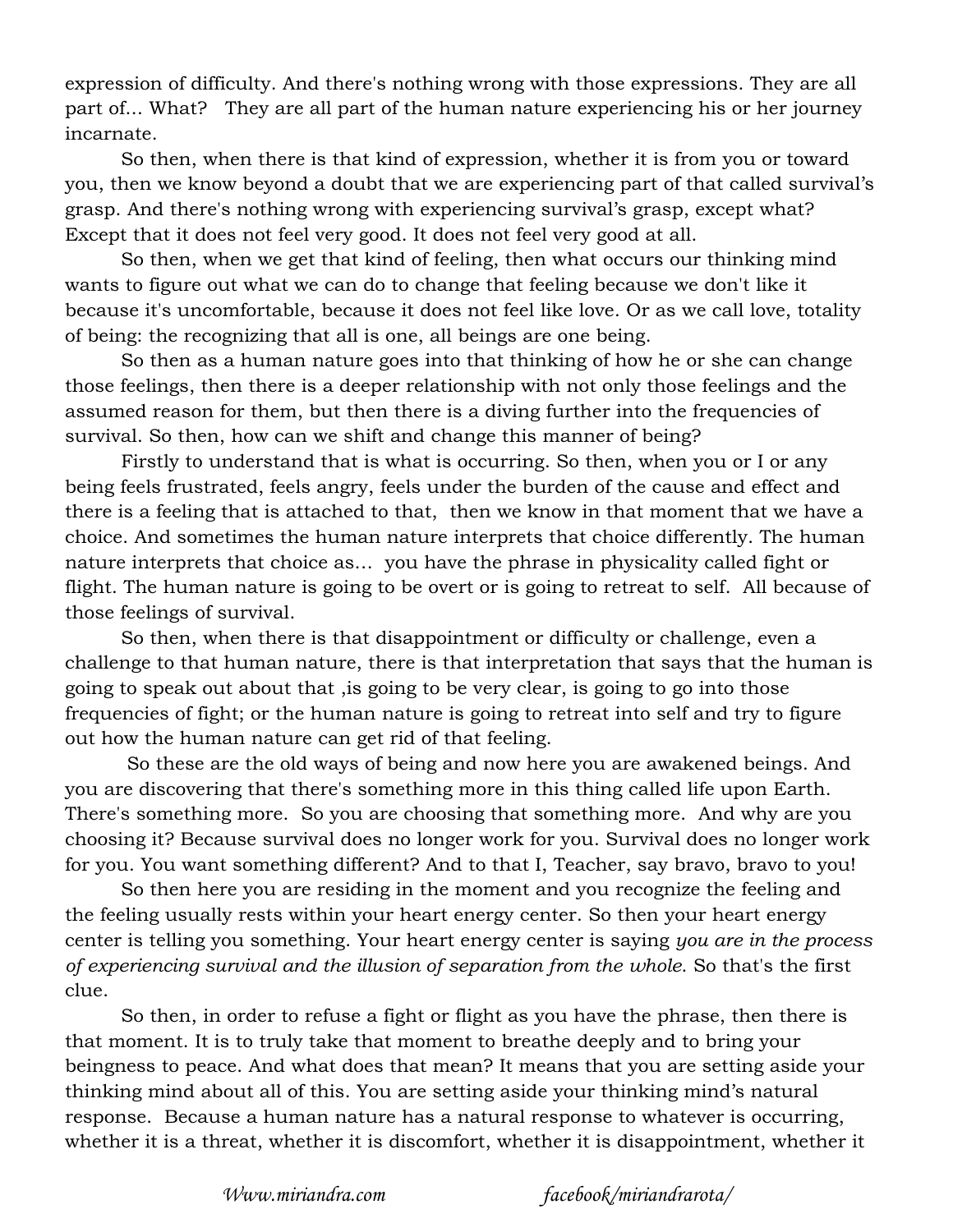expression of difficulty. And there's nothing wrong with those expressions. They are all part of... What?   They are all part of the human nature experiencing his or her journey incarnate.

So then, when there is that kind of expression, whether it is from you or toward you, then we know beyond a doubt that we are experiencing part of that called survival's grasp. And there's nothing wrong with experiencing survival's grasp, except what? Except that it does not feel very good. It does not feel very good at all.

So then, when we get that kind of feeling, then what occurs our thinking mind wants to figure out what we can do to change that feeling because we don't like it because it's uncomfortable, because it does not feel like love. Or as we call love, totality of being: the recognizing that all is one, all beings are one being.

So then as a human nature goes into that thinking of how he or she can change those feelings, then there is a deeper relationship with not only those feelings and the assumed reason for them, but then there is a diving further into the frequencies of survival. So then, how can we shift and change this manner of being?

Firstly to understand that is what is occurring. So then, when you or I or any being feels frustrated, feels angry, feels under the burden of the cause and effect and there is a feeling that is attached to that,  then we know in that moment that we have a choice. And sometimes the human nature interprets that choice differently. The human nature interprets that choice as...  you have the phrase in physicality called fight or flight. The human nature is going to be overt or is going to retreat to self.  All because of those feelings of survival.

So then, when there is that disappointment or difficulty or challenge, even a challenge to that human nature, there is that interpretation that says that the human is going to speak out about that ,is going to be very clear, is going to go into those frequencies of fight; or the human nature is going to retreat into self and try to figure out how the human nature can get rid of that feeling.

So these are the old ways of being and now here you are awakened beings. And you are discovering that there's something more in this thing called life upon Earth. There's something more.  So you are choosing that something more.  And why are you choosing it? Because survival does no longer work for you. Survival does no longer work for you. You want something different? And to that I, Teacher, say bravo, bravo to you!

So then here you are residing in the moment and you recognize the feeling and the feeling usually rests within your heart energy center. So then your heart energy center is telling you something. Your heart energy center is saying *you are in the process of experiencing survival and the illusion of separation from the whole*. So that's the first clue.

So then, in order to refuse a fight or flight as you have the phrase, then there is that moment. It is to truly take that moment to breathe deeply and to bring your beingness to peace. And what does that mean? It means that you are setting aside your thinking mind about all of this. You are setting aside your thinking mind's natural response.  Because a human nature has a natural response to whatever is occurring, whether it is a threat, whether it is discomfort, whether it is disappointment, whether it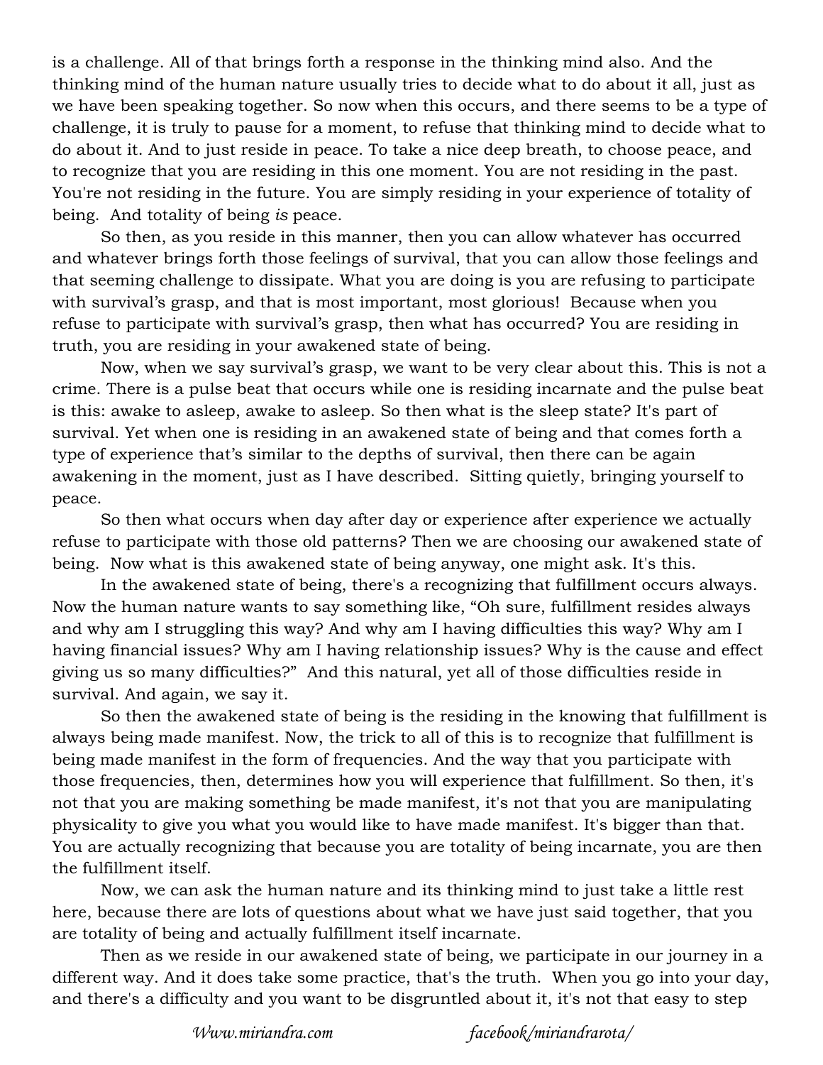is a challenge. All of that brings forth a response in the thinking mind also. And the thinking mind of the human nature usually tries to decide what to do about it all, just as we have been speaking together. So now when this occurs, and there seems to be a type of challenge, it is truly to pause for a moment, to refuse that thinking mind to decide what to do about it. And to just reside in peace. To take a nice deep breath, to choose peace, and to recognize that you are residing in this one moment. You are not residing in the past. You're not residing in the future. You are simply residing in your experience of totality of being. And totality of being *is* peace.

So then, as you reside in this manner, then you can allow whatever has occurred and whatever brings forth those feelings of survival, that you can allow those feelings and that seeming challenge to dissipate. What you are doing is you are refusing to participate with survival's grasp, and that is most important, most glorious! Because when you refuse to participate with survival's grasp, then what has occurred? You are residing in truth, you are residing in your awakened state of being.

Now, when we say survival's grasp, we want to be very clear about this. This is not a crime. There is a pulse beat that occurs while one is residing incarnate and the pulse beat is this: awake to asleep, awake to asleep. So then what is the sleep state? It's part of survival. Yet when one is residing in an awakened state of being and that comes forth a type of experience that's similar to the depths of survival, then there can be again awakening in the moment, just as I have described. Sitting quietly, bringing yourself to peace.

So then what occurs when day after day or experience after experience we actually refuse to participate with those old patterns? Then we are choosing our awakened state of being. Now what is this awakened state of being anyway, one might ask. It's this.

In the awakened state of being, there's a recognizing that fulfillment occurs always. Now the human nature wants to say something like, "Oh sure, fulfillment resides always and why am I struggling this way? And why am I having difficulties this way? Why am I having financial issues? Why am I having relationship issues? Why is the cause and effect giving us so many difficulties?" And this natural, yet all of those difficulties reside in survival. And again, we say it.

So then the awakened state of being is the residing in the knowing that fulfillment is always being made manifest. Now, the trick to all of this is to recognize that fulfillment is being made manifest in the form of frequencies. And the way that you participate with those frequencies, then, determines how you will experience that fulfillment. So then, it's not that you are making something be made manifest, it's not that you are manipulating physicality to give you what you would like to have made manifest. It's bigger than that. You are actually recognizing that because you are totality of being incarnate, you are then the fulfillment itself.

Now, we can ask the human nature and its thinking mind to just take a little rest here, because there are lots of questions about what we have just said together, that you are totality of being and actually fulfillment itself incarnate.

Then as we reside in our awakened state of being, we participate in our journey in a different way. And it does take some practice, that's the truth. When you go into your day, and there's a difficulty and you want to be disgruntled about it, it's not that easy to step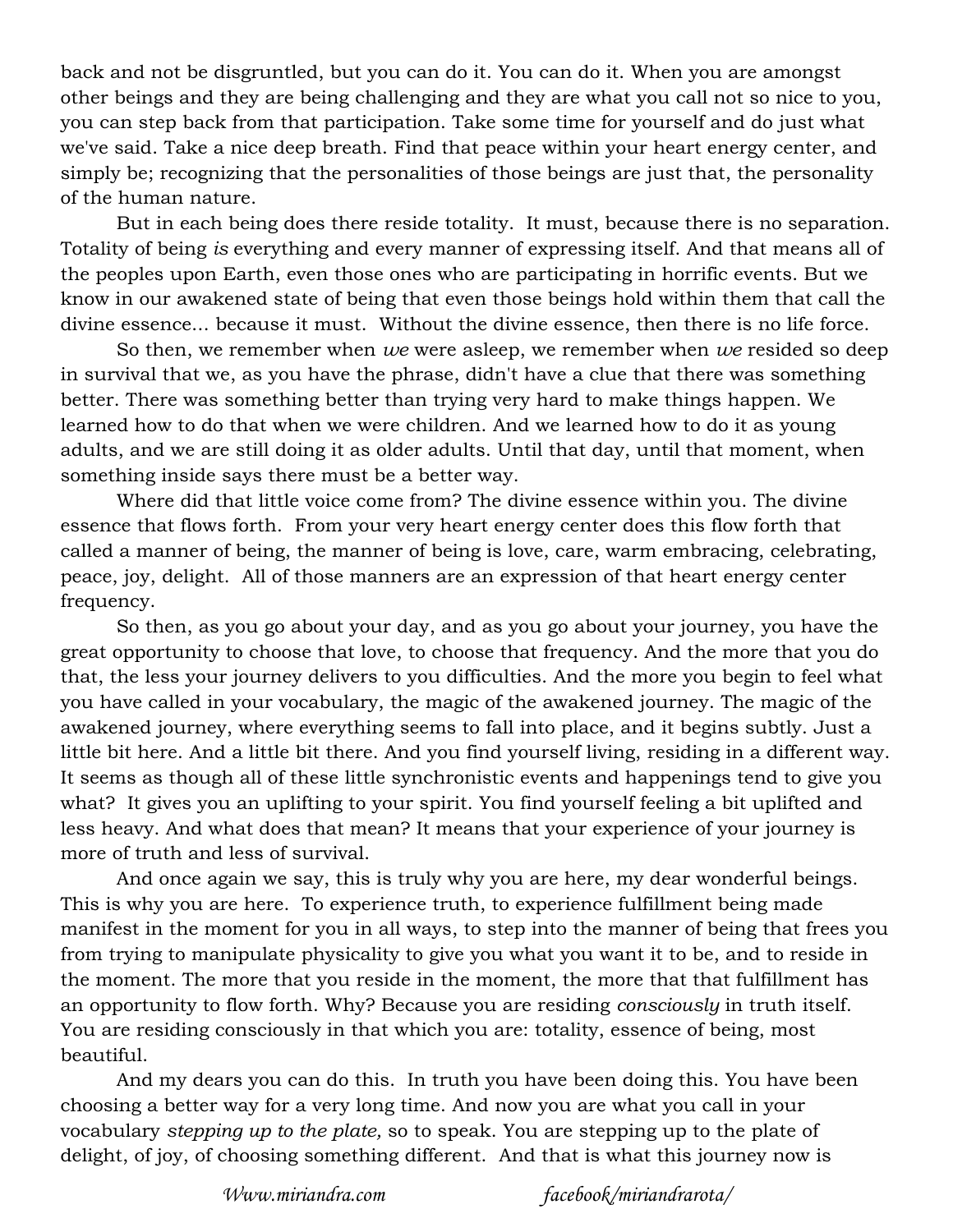back and not be disgruntled, but you can do it. You can do it. When you are amongst other beings and they are being challenging and they are what you call not so nice to you, you can step back from that participation. Take some time for yourself and do just what we've said. Take a nice deep breath. Find that peace within your heart energy center, and simply be; recognizing that the personalities of those beings are just that, the personality of the human nature.

But in each being does there reside totality. It must, because there is no separation. Totality of being *is* everything and every manner of expressing itself. And that means all of the peoples upon Earth, even those ones who are participating in horrific events. But we know in our awakened state of being that even those beings hold within them that call the divine essence... because it must. Without the divine essence, then there is no life force.

So then, we remember when *we* were asleep, we remember when *we* resided so deep in survival that we, as you have the phrase, didn't have a clue that there was something better. There was something better than trying very hard to make things happen. We learned how to do that when we were children. And we learned how to do it as young adults, and we are still doing it as older adults. Until that day, until that moment, when something inside says there must be a better way.

Where did that little voice come from? The divine essence within you. The divine essence that flows forth. From your very heart energy center does this flow forth that called a manner of being, the manner of being is love, care, warm embracing, celebrating, peace, joy, delight. All of those manners are an expression of that heart energy center frequency.

So then, as you go about your day, and as you go about your journey, you have the great opportunity to choose that love, to choose that frequency. And the more that you do that, the less your journey delivers to you difficulties. And the more you begin to feel what you have called in your vocabulary, the magic of the awakened journey. The magic of the awakened journey, where everything seems to fall into place, and it begins subtly. Just a little bit here. And a little bit there. And you find yourself living, residing in a different way. It seems as though all of these little synchronistic events and happenings tend to give you what? It gives you an uplifting to your spirit. You find yourself feeling a bit uplifted and less heavy. And what does that mean? It means that your experience of your journey is more of truth and less of survival.

And once again we say, this is truly why you are here, my dear wonderful beings. This is why you are here. To experience truth, to experience fulfillment being made manifest in the moment for you in all ways, to step into the manner of being that frees you from trying to manipulate physicality to give you what you want it to be, and to reside in the moment. The more that you reside in the moment, the more that that fulfillment has an opportunity to flow forth. Why? Because you are residing *consciously* in truth itself. You are residing consciously in that which you are: totality, essence of being, most beautiful.

And my dears you can do this. In truth you have been doing this. You have been choosing a better way for a very long time. And now you are what you call in your vocabulary *stepping up to the plate,* so to speak. You are stepping up to the plate of delight, of joy, of choosing something different. And that is what this journey now is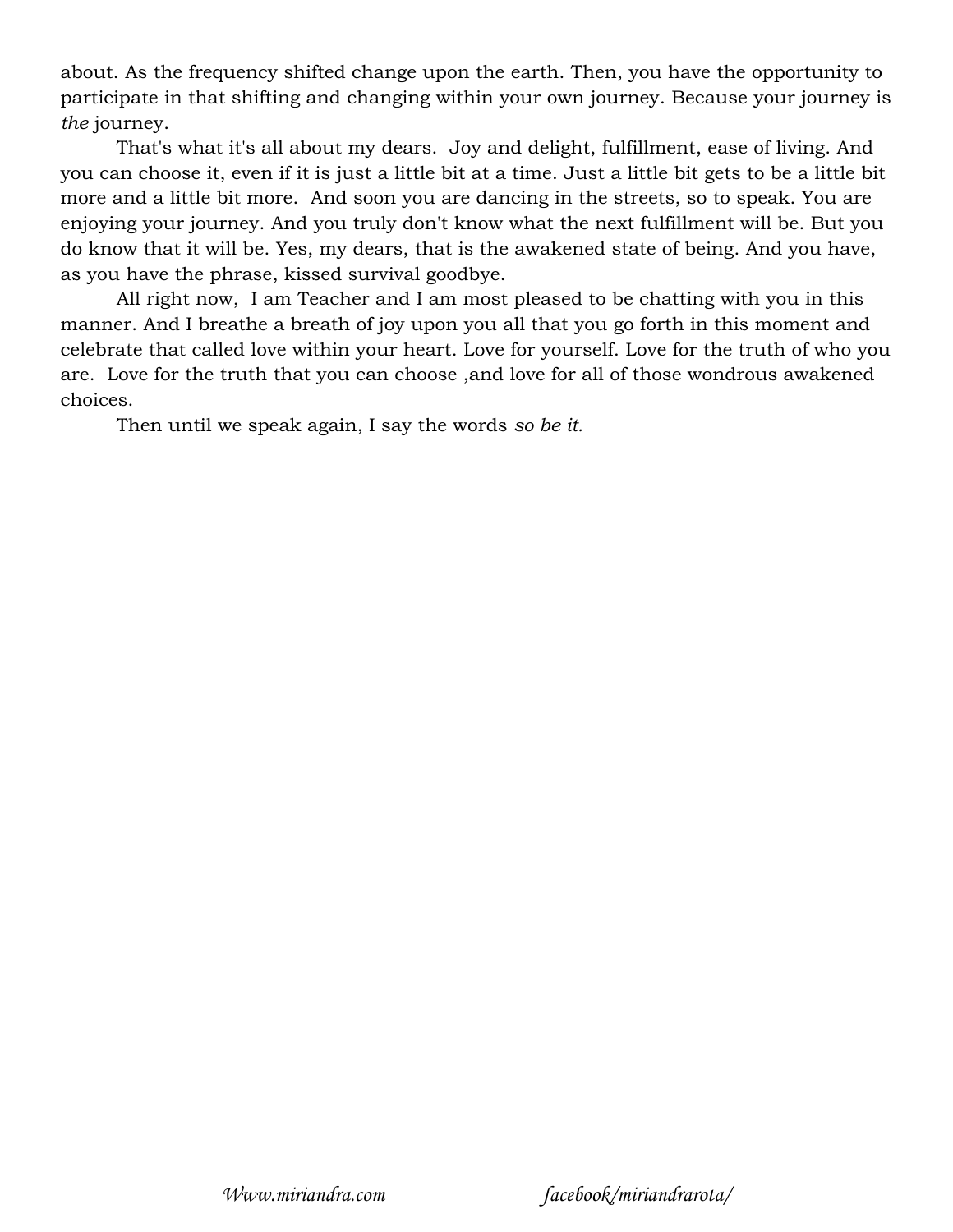about. As the frequency shifted change upon the earth. Then, you have the opportunity to participate in that shifting and changing within your own journey. Because your journey is *the* journey.

That's what it's all about my dears.  Joy and delight, fulfillment, ease of living. And you can choose it, even if it is just a little bit at a time. Just a little bit gets to be a little bit more and a little bit more.  And soon you are dancing in the streets, so to speak. You are enjoying your journey. And you truly don't know what the next fulfillment will be. But you do know that it will be. Yes, my dears, that is the awakened state of being. And you have, as you have the phrase, kissed survival goodbye.

All right now,  I am Teacher and I am most pleased to be chatting with you in this manner. And I breathe a breath of joy upon you all that you go forth in this moment and celebrate that called love within your heart. Love for yourself. Love for the truth of who you are.  Love for the truth that you can choose ,and love for all of those wondrous awakened choices.

Then until we speak again, I say the words *so be it.*